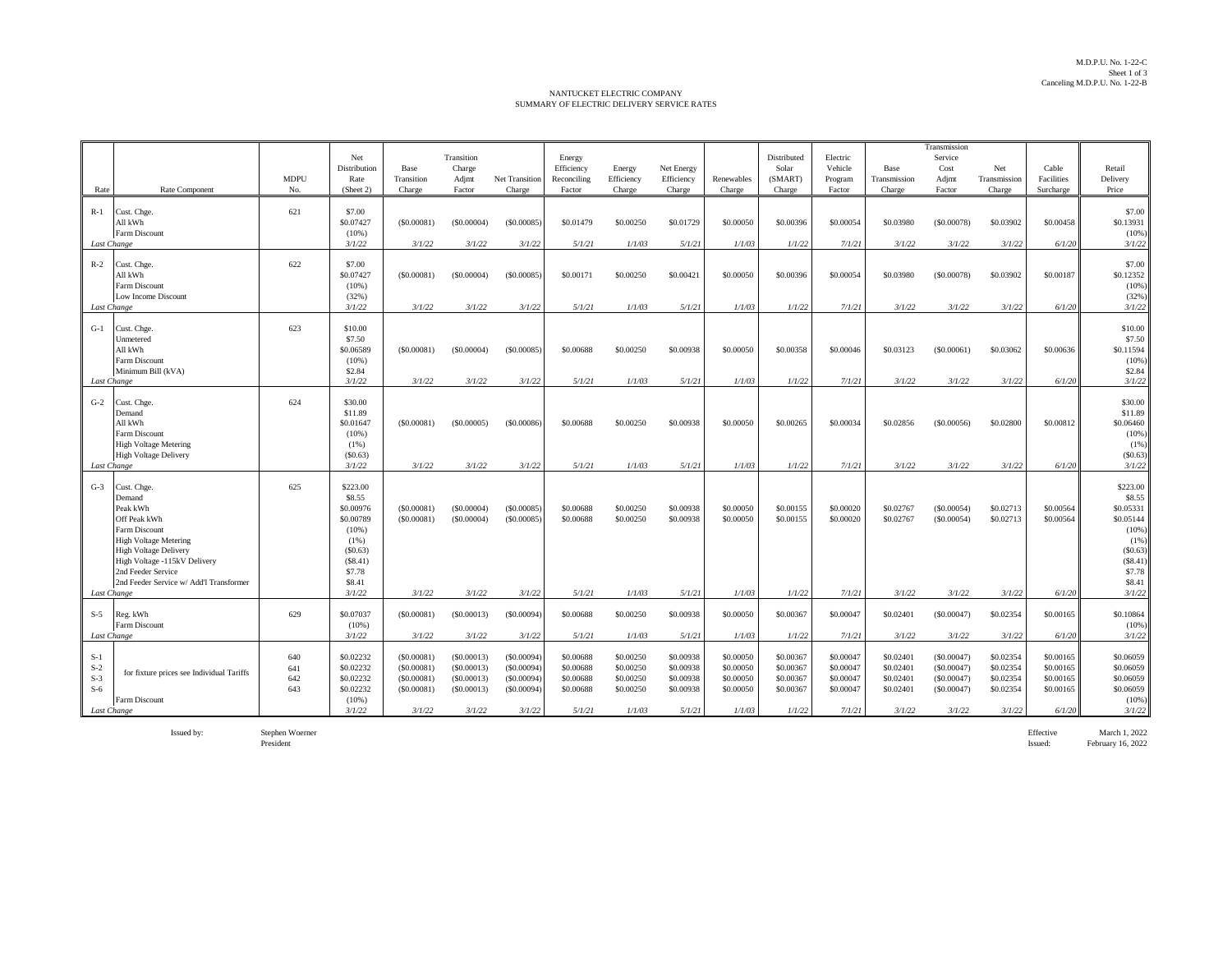M.D.P.U. No. 1-22-C
Sheet 1 of 3
Canceling M.D.P.U. No. 1-22-B

# NANTUCKET ELECTRIC COMPANY
## SUMMARY OF ELECTRIC DELIVERY SERVICE RATES

| Rate | Rate Component | MDPU No. | Net Distribution Rate (Sheet 2) | Base Transition Charge | Transition Charge Adjmt Factor | Net Transition Charge | Energy Efficiency Reconciling Factor | Energy Efficiency Charge | Net Energy Efficiency Charge | Renewables Charge | Distributed Solar (SMART) Charge | Electric Vehicle Program Factor | Base Transmission Charge | Transmission Service Cost Adjmt Factor | Net Transmission Charge | Cable Facilities Surcharge | Retail Delivery Price |
|---|---|---|---|---|---|---|---|---|---|---|---|---|---|---|---|---|---|
| R-1 | Cust. Chge. | 621 | $7.00 | | | | | | | | | | | | | | $7.00 |
| | All kWh | | $0.07427 | ($0.00081) | ($0.00004) | ($0.00085) | $0.01479 | $0.00250 | $0.01729 | $0.00050 | $0.00396 | $0.00054 | $0.03980 | ($0.00078) | $0.03902 | $0.00458 | $0.13931 |
| | Farm Discount | | (10%) | | | | | | | | | | | | | | (10%) |
| *Last Change* | | | *3/1/22* | *3/1/22* | *3/1/22* | *3/1/22* | *5/1/21* | *1/1/03* | *5/1/21* | *1/1/03* | *1/1/22* | *7/1/21* | *3/1/22* | *3/1/22* | *3/1/22* | *6/1/20* | *3/1/22* |
| R-2 | Cust. Chge. | 622 | $7.00 | | | | | | | | | | | | | | $7.00 |
| | All kWh | | $0.07427 | ($0.00081) | ($0.00004) | ($0.00085) | $0.00171 | $0.00250 | $0.00421 | $0.00050 | $0.00396 | $0.00054 | $0.03980 | ($0.00078) | $0.03902 | $0.00187 | $0.12352 |
| | Farm Discount | | (10%) | | | | | | | | | | | | | | (10%) |
| | Low Income Discount | | (32%) | | | | | | | | | | | | | | (32%) |
| *Last Change* | | | *3/1/22* | *3/1/22* | *3/1/22* | *3/1/22* | *5/1/21* | *1/1/03* | *5/1/21* | *1/1/03* | *1/1/22* | *7/1/21* | *3/1/22* | *3/1/22* | *3/1/22* | *6/1/20* | *3/1/22* |
| G-1 | Cust. Chge. | 623 | $10.00 | | | | | | | | | | | | | | $10.00 |
| | Unmetered | | $7.50 | | | | | | | | | | | | | | $7.50 |
| | All kWh | | $0.06589 | ($0.00081) | ($0.00004) | ($0.00085) | $0.00688 | $0.00250 | $0.00938 | $0.00050 | $0.00358 | $0.00046 | $0.03123 | ($0.00061) | $0.03062 | $0.00636 | $0.11594 |
| | Farm Discount | | (10%) | | | | | | | | | | | | | | (10%) |
| | Minimum Bill (kVA) | | $2.84 | | | | | | | | | | | | | | $2.84 |
| *Last Change* | | | *3/1/22* | *3/1/22* | *3/1/22* | *3/1/22* | *5/1/21* | *1/1/03* | *5/1/21* | *1/1/03* | *1/1/22* | *7/1/21* | *3/1/22* | *3/1/22* | *3/1/22* | *6/1/20* | *3/1/22* |
| G-2 | Cust. Chge. | 624 | $30.00 | | | | | | | | | | | | | | $30.00 |
| | Demand | | $11.89 | | | | | | | | | | | | | | $11.89 |
| | All kWh | | $0.01647 | ($0.00081) | ($0.00005) | ($0.00086) | $0.00688 | $0.00250 | $0.00938 | $0.00050 | $0.00265 | $0.00034 | $0.02856 | ($0.00056) | $0.02800 | $0.00812 | $0.06460 |
| | Farm Discount | | (10%) | | | | | | | | | | | | | | (10%) |
| | High Voltage Metering | | (1%) | | | | | | | | | | | | | | (1%) |
| | High Voltage Delivery | | ($0.63) | | | | | | | | | | | | | | ($0.63) |
| *Last Change* | | | *3/1/22* | *3/1/22* | *3/1/22* | *3/1/22* | *5/1/21* | *1/1/03* | *5/1/21* | *1/1/03* | *1/1/22* | *7/1/21* | *3/1/22* | *3/1/22* | *3/1/22* | *6/1/20* | *3/1/22* |
| G-3 | Cust. Chge. | 625 | $223.00 | | | | | | | | | | | | | | $223.00 |
| | Demand | | $8.55 | | | | | | | | | | | | | | $8.55 |
| | Peak kWh | | $0.00976 | ($0.00081) | ($0.00004) | ($0.00085) | $0.00688 | $0.00250 | $0.00938 | $0.00050 | $0.00155 | $0.00020 | $0.02767 | ($0.00054) | $0.02713 | $0.00564 | $0.05331 |
| | Off Peak kWh | | $0.00789 | ($0.00081) | ($0.00004) | ($0.00085) | $0.00688 | $0.00250 | $0.00938 | $0.00050 | $0.00155 | $0.00020 | $0.02767 | ($0.00054) | $0.02713 | $0.00564 | $0.05144 |
| | Farm Discount | | (10%) | | | | | | | | | | | | | | (10%) |
| | High Voltage Metering | | (1%) | | | | | | | | | | | | | | (1%) |
| | High Voltage Delivery | | ($0.63) | | | | | | | | | | | | | | ($0.63) |
| | High Voltage -115kV Delivery | | ($8.41) | | | | | | | | | | | | | | ($8.41) |
| | 2nd Feeder Service | | $7.78 | | | | | | | | | | | | | | $7.78 |
| | 2nd Feeder Service w/ Add'l Transformer | | $8.41 | | | | | | | | | | | | | | $8.41 |
| *Last Change* | | | *3/1/22* | *3/1/22* | *3/1/22* | *3/1/22* | *5/1/21* | *1/1/03* | *5/1/21* | *1/1/03* | *1/1/22* | *7/1/21* | *3/1/22* | *3/1/22* | *3/1/22* | *6/1/20* | *3/1/22* |
| S-5 | Reg. kWh | 629 | $0.07037 | ($0.00081) | ($0.00013) | ($0.00094) | $0.00688 | $0.00250 | $0.00938 | $0.00050 | $0.00367 | $0.00047 | $0.02401 | ($0.00047) | $0.02354 | $0.00165 | $0.10864 |
| | Farm Discount | | (10%) | | | | | | | | | | | | | | (10%) |
| *Last Change* | | | *3/1/22* | *3/1/22* | *3/1/22* | *3/1/22* | *5/1/21* | *1/1/03* | *5/1/21* | *1/1/03* | *1/1/22* | *7/1/21* | *3/1/22* | *3/1/22* | *3/1/22* | *6/1/20* | *3/1/22* |
| S-1 | for fixture prices see Individual Tariffs | 640 | $0.02232 | ($0.00081) | ($0.00013) | ($0.00094) | $0.00688 | $0.00250 | $0.00938 | $0.00050 | $0.00367 | $0.00047 | $0.02401 | ($0.00047) | $0.02354 | $0.00165 | $0.06059 |
| S-2 | | 641 | $0.02232 | ($0.00081) | ($0.00013) | ($0.00094) | $0.00688 | $0.00250 | $0.00938 | $0.00050 | $0.00367 | $0.00047 | $0.02401 | ($0.00047) | $0.02354 | $0.00165 | $0.06059 |
| S-3 | | 642 | $0.02232 | ($0.00081) | ($0.00013) | ($0.00094) | $0.00688 | $0.00250 | $0.00938 | $0.00050 | $0.00367 | $0.00047 | $0.02401 | ($0.00047) | $0.02354 | $0.00165 | $0.06059 |
| S-6 | | 643 | $0.02232 | ($0.00081) | ($0.00013) | ($0.00094) | $0.00688 | $0.00250 | $0.00938 | $0.00050 | $0.00367 | $0.00047 | $0.02401 | ($0.00047) | $0.02354 | $0.00165 | $0.06059 |
| | Farm Discount | | (10%) | | | | | | | | | | | | | | (10%) |
| *Last Change* | | | *3/1/22* | *3/1/22* | *3/1/22* | *3/1/22* | *5/1/21* | *1/1/03* | *5/1/21* | *1/1/03* | *1/1/22* | *7/1/21* | *3/1/22* | *3/1/22* | *3/1/22* | *6/1/20* | *3/1/22* |

Issued by: Stephen Woerner
President

Effective: March 1, 2022
Issued: February 16, 2022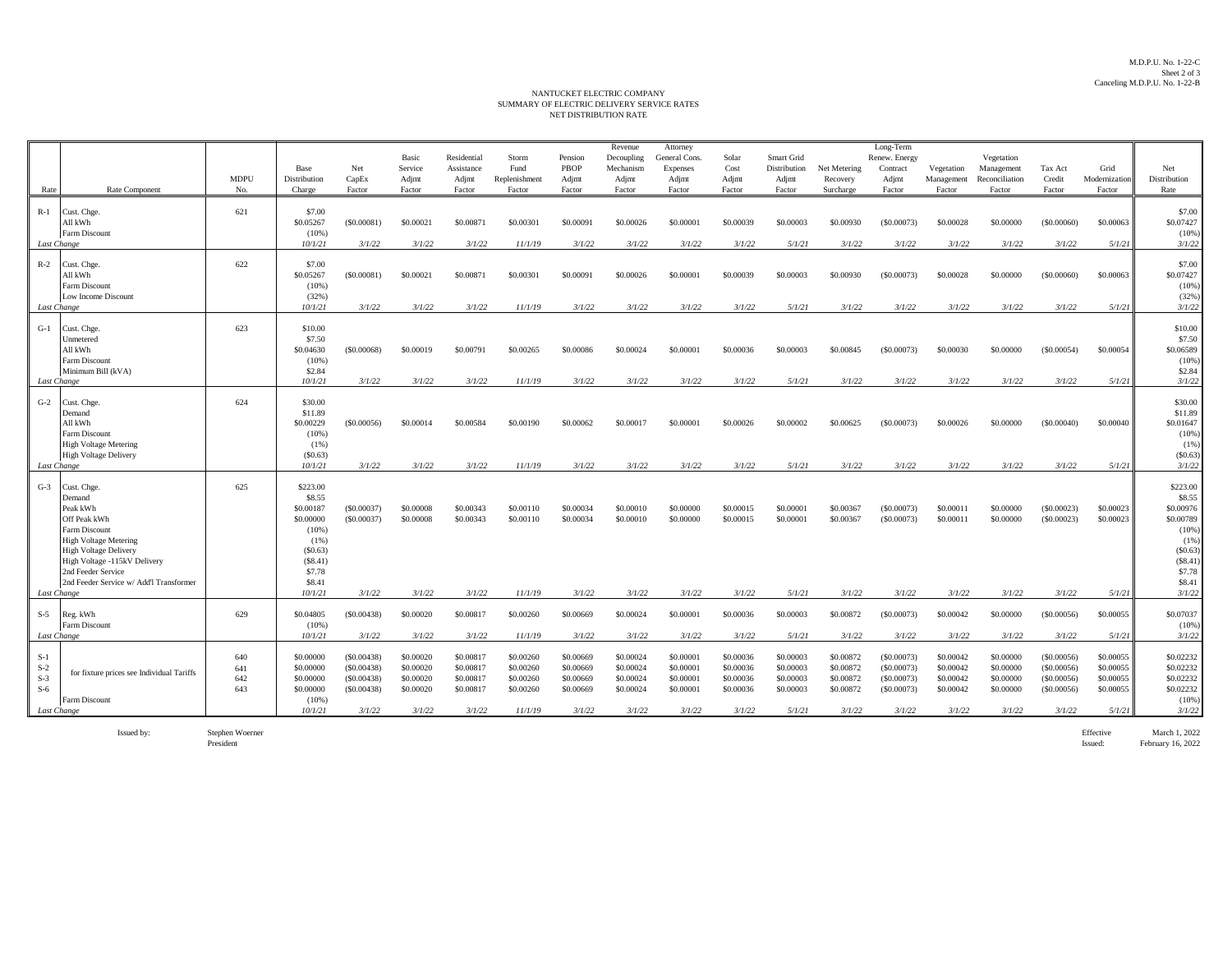M.D.P.U. No. 1-22-C
Sheet 2 of 3
Canceling M.D.P.U. No. 1-22-B

# NANTUCKET ELECTRIC COMPANY
## SUMMARY OF ELECTRIC DELIVERY SERVICE RATES
### NET DISTRIBUTION RATE

| Rate | Rate Component | MDPU No. | Base Distribution Charge | Net CapEx Factor | Basic Service Adjmt Factor | Residential Assistance Adjmt Factor | Storm Fund Replenishment Factor | Pension PBOP Adjmt Factor | Revenue Decoupling Mechanism Adjmt Factor | Attorney General Cons. Expenses Adjmt Factor | Solar Cost Adjmt Factor | Smart Grid Distribution Adjmt Factor | Net Metering Recovery Surcharge | Long-Term Renew. Energy Contract Adjmt Factor | Vegetation Management Factor | Vegetation Management Reconciliation Factor | Tax Act Credit Factor | Grid Modernization Factor | Net Distribution Rate |
|---|---|---|---|---|---|---|---|---|---|---|---|---|---|---|---|---|---|---|---|
| R-1 | Cust. Chge. | 621 | $7.00 | | | | | | | | | | | | | | | | $7.00 |
| | All kWh | | $0.05267 | ($0.00081) | $0.00021 | $0.00871 | $0.00301 | $0.00091 | $0.00026 | $0.00001 | $0.00039 | $0.00003 | $0.00930 | ($0.00073) | $0.00028 | $0.00000 | ($0.00060) | $0.00063 | $0.07427 |
| | Farm Discount | | (10%) | | | | | | | | | | | | | | | | (10%) |
| *Last Change* | | | *10/1/21* | *3/1/22* | *3/1/22* | *3/1/22* | *11/1/19* | *3/1/22* | *3/1/22* | *3/1/22* | *3/1/22* | *5/1/21* | *3/1/22* | *3/1/22* | *3/1/22* | *3/1/22* | *3/1/22* | *5/1/21* | *3/1/22* |
| R-2 | Cust. Chge. | 622 | $7.00 | | | | | | | | | | | | | | | | $7.00 |
| | All kWh | | $0.05267 | ($0.00081) | $0.00021 | $0.00871 | $0.00301 | $0.00091 | $0.00026 | $0.00001 | $0.00039 | $0.00003 | $0.00930 | ($0.00073) | $0.00028 | $0.00000 | ($0.00060) | $0.00063 | $0.07427 |
| | Farm Discount | | (10%) | | | | | | | | | | | | | | | | (10%) |
| | Low Income Discount | | (32%) | | | | | | | | | | | | | | | | (32%) |
| *Last Change* | | | *10/1/21* | *3/1/22* | *3/1/22* | *3/1/22* | *11/1/19* | *3/1/22* | *3/1/22* | *3/1/22* | *3/1/22* | *5/1/21* | *3/1/22* | *3/1/22* | *3/1/22* | *3/1/22* | *3/1/22* | *5/1/21* | *3/1/22* |
| G-1 | Cust. Chge. | 623 | $10.00 | | | | | | | | | | | | | | | | $10.00 |
| | Unmetered | | $7.50 | | | | | | | | | | | | | | | | $7.50 |
| | All kWh | | $0.04630 | ($0.00068) | $0.00019 | $0.00791 | $0.00265 | $0.00086 | $0.00024 | $0.00001 | $0.00036 | $0.00003 | $0.00845 | ($0.00073) | $0.00030 | $0.00000 | ($0.00054) | $0.00054 | $0.06589 |
| | Farm Discount | | (10%) | | | | | | | | | | | | | | | | (10%) |
| | Minimum Bill (kVA) | | $2.84 | | | | | | | | | | | | | | | | $2.84 |
| *Last Change* | | | *10/1/21* | *3/1/22* | *3/1/22* | *3/1/22* | *11/1/19* | *3/1/22* | *3/1/22* | *3/1/22* | *3/1/22* | *5/1/21* | *3/1/22* | *3/1/22* | *3/1/22* | *3/1/22* | *3/1/22* | *5/1/21* | *3/1/22* |
| G-2 | Cust. Chge. | 624 | $30.00 | | | | | | | | | | | | | | | | $30.00 |
| | Demand | | $11.89 | | | | | | | | | | | | | | | | $11.89 |
| | All kWh | | $0.00229 | ($0.00056) | $0.00014 | $0.00584 | $0.00190 | $0.00062 | $0.00017 | $0.00001 | $0.00026 | $0.00002 | $0.00625 | ($0.00073) | $0.00026 | $0.00000 | ($0.00040) | $0.00040 | $0.01647 |
| | Farm Discount | | (10%) | | | | | | | | | | | | | | | | (10%) |
| | High Voltage Metering | | (1%) | | | | | | | | | | | | | | | | (1%) |
| | High Voltage Delivery | | ($0.63) | | | | | | | | | | | | | | | | ($0.63) |
| *Last Change* | | | *10/1/21* | *3/1/22* | *3/1/22* | *3/1/22* | *11/1/19* | *3/1/22* | *3/1/22* | *3/1/22* | *3/1/22* | *5/1/21* | *3/1/22* | *3/1/22* | *3/1/22* | *3/1/22* | *3/1/22* | *5/1/21* | *3/1/22* |
| G-3 | Cust. Chge. | 625 | $223.00 | | | | | | | | | | | | | | | | $223.00 |
| | Demand | | $8.55 | | | | | | | | | | | | | | | | $8.55 |
| | Peak kWh | | $0.00187 | ($0.00037) | $0.00008 | $0.00343 | $0.00110 | $0.00034 | $0.00010 | $0.00000 | $0.00015 | $0.00001 | $0.00367 | ($0.00073) | $0.00011 | $0.00000 | ($0.00023) | $0.00023 | $0.00976 |
| | Off Peak kWh | | $0.00000 | ($0.00037) | $0.00008 | $0.00343 | $0.00110 | $0.00034 | $0.00010 | $0.00000 | $0.00015 | $0.00001 | $0.00367 | ($0.00073) | $0.00011 | $0.00000 | ($0.00023) | $0.00023 | $0.00789 |
| | Farm Discount | | (10%) | | | | | | | | | | | | | | | | (10%) |
| | High Voltage Metering | | (1%) | | | | | | | | | | | | | | | | (1%) |
| | High Voltage Delivery | | ($0.63) | | | | | | | | | | | | | | | | ($0.63) |
| | High Voltage -115kV Delivery | | ($8.41) | | | | | | | | | | | | | | | | ($8.41) |
| | 2nd Feeder Service | | $7.78 | | | | | | | | | | | | | | | | $7.78 |
| | 2nd Feeder Service w/ Add'l Transformer | | $8.41 | | | | | | | | | | | | | | | | $8.41 |
| *Last Change* | | | *10/1/21* | *3/1/22* | *3/1/22* | *3/1/22* | *11/1/19* | *3/1/22* | *3/1/22* | *3/1/22* | *3/1/22* | *5/1/21* | *3/1/22* | *3/1/22* | *3/1/22* | *3/1/22* | *3/1/22* | *5/1/21* | *3/1/22* |
| S-5 | Reg. kWh | 629 | $0.04805 | ($0.00438) | $0.00020 | $0.00817 | $0.00260 | $0.00669 | $0.00024 | $0.00001 | $0.00036 | $0.00003 | $0.00872 | ($0.00073) | $0.00042 | $0.00000 | ($0.00056) | $0.00055 | $0.07037 |
| | Farm Discount | | (10%) | | | | | | | | | | | | | | | | (10%) |
| *Last Change* | | | *10/1/21* | *3/1/22* | *3/1/22* | *3/1/22* | *11/1/19* | *3/1/22* | *3/1/22* | *3/1/22* | *3/1/22* | *5/1/21* | *3/1/22* | *3/1/22* | *3/1/22* | *3/1/22* | *3/1/22* | *5/1/21* | *3/1/22* |
| S-1 | for fixture prices see Individual Tariffs | 640 | $0.00000 | ($0.00438) | $0.00020 | $0.00817 | $0.00260 | $0.00669 | $0.00024 | $0.00001 | $0.00036 | $0.00003 | $0.00872 | ($0.00073) | $0.00042 | $0.00000 | ($0.00056) | $0.00055 | $0.02232 |
| S-2 | | 641 | $0.00000 | ($0.00438) | $0.00020 | $0.00817 | $0.00260 | $0.00669 | $0.00024 | $0.00001 | $0.00036 | $0.00003 | $0.00872 | ($0.00073) | $0.00042 | $0.00000 | ($0.00056) | $0.00055 | $0.02232 |
| S-3 | | 642 | $0.00000 | ($0.00438) | $0.00020 | $0.00817 | $0.00260 | $0.00669 | $0.00024 | $0.00001 | $0.00036 | $0.00003 | $0.00872 | ($0.00073) | $0.00042 | $0.00000 | ($0.00056) | $0.00055 | $0.02232 |
| S-6 | | 643 | $0.00000 | ($0.00438) | $0.00020 | $0.00817 | $0.00260 | $0.00669 | $0.00024 | $0.00001 | $0.00036 | $0.00003 | $0.00872 | ($0.00073) | $0.00042 | $0.00000 | ($0.00056) | $0.00055 | $0.02232 |
| | Farm Discount | | (10%) | | | | | | | | | | | | | | | | (10%) |
| *Last Change* | | | *10/1/21* | *3/1/22* | *3/1/22* | *3/1/22* | *11/1/19* | *3/1/22* | *3/1/22* | *3/1/22* | *3/1/22* | *5/1/21* | *3/1/22* | *3/1/22* | *3/1/22* | *3/1/22* | *3/1/22* | *5/1/21* | *3/1/22* |

Issued by: Stephen Woerner
President

Effective: March 1, 2022
Issued: February 16, 2022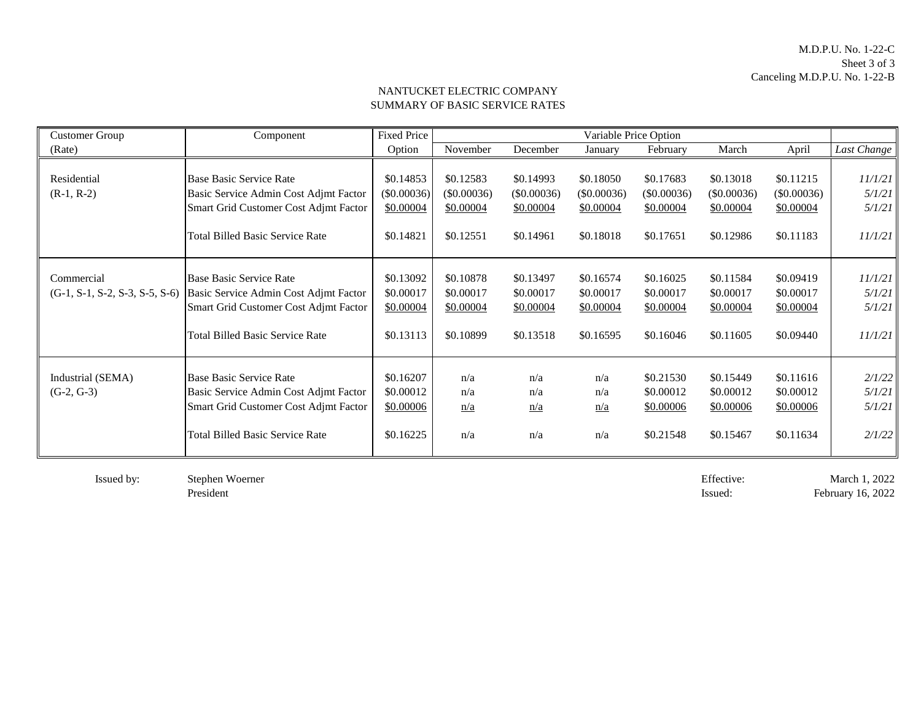M.D.P.U. No. 1-22-C
Sheet 3 of 3
Canceling M.D.P.U. No. 1-22-B

NANTUCKET ELECTRIC COMPANY
SUMMARY OF BASIC SERVICE RATES

| Customer Group (Rate) | Component | Fixed Price Option | Variable Price Option November | December | January | February | March | April | *Last Change* |
|---|---|---|---|---|---|---|---|---|---|
| Residential (R-1, R-2) | Base Basic Service Rate | $0.14853 | $0.12583 | $0.14993 | $0.18050 | $0.17683 | $0.13018 | $0.11215 | *11/1/21* |
| | Basic Service Admin Cost Adjmt Factor | ($0.00036) | ($0.00036) | ($0.00036) | ($0.00036) | ($0.00036) | ($0.00036) | ($0.00036) | *5/1/21* |
| | Smart Grid Customer Cost Adjmt Factor | $0.00004 | $0.00004 | $0.00004 | $0.00004 | $0.00004 | $0.00004 | $0.00004 | *5/1/21* |
| | Total Billed Basic Service Rate | $0.14821 | $0.12551 | $0.14961 | $0.18018 | $0.17651 | $0.12986 | $0.11183 | *11/1/21* |
| Commercial (G-1, S-1, S-2, S-3, S-5, S-6) | Base Basic Service Rate | $0.13092 | $0.10878 | $0.13497 | $0.16574 | $0.16025 | $0.11584 | $0.09419 | *11/1/21* |
| | Basic Service Admin Cost Adjmt Factor | $0.00017 | $0.00017 | $0.00017 | $0.00017 | $0.00017 | $0.00017 | $0.00017 | *5/1/21* |
| | Smart Grid Customer Cost Adjmt Factor | $0.00004 | $0.00004 | $0.00004 | $0.00004 | $0.00004 | $0.00004 | $0.00004 | *5/1/21* |
| | Total Billed Basic Service Rate | $0.13113 | $0.10899 | $0.13518 | $0.16595 | $0.16046 | $0.11605 | $0.09440 | *11/1/21* |
| Industrial (SEMA) (G-2, G-3) | Base Basic Service Rate | $0.16207 | n/a | n/a | n/a | $0.21530 | $0.15449 | $0.11616 | *2/1/22* |
| | Basic Service Admin Cost Adjmt Factor | $0.00012 | n/a | n/a | n/a | $0.00012 | $0.00012 | $0.00012 | *5/1/21* |
| | Smart Grid Customer Cost Adjmt Factor | $0.00006 | n/a | n/a | n/a | $0.00006 | $0.00006 | $0.00006 | *5/1/21* |
| | Total Billed Basic Service Rate | $0.16225 | n/a | n/a | n/a | $0.21548 | $0.15467 | $0.11634 | *2/1/22* |

Issued by: Stephen Woerner
President

Effective: March 1, 2022
Issued: February 16, 2022